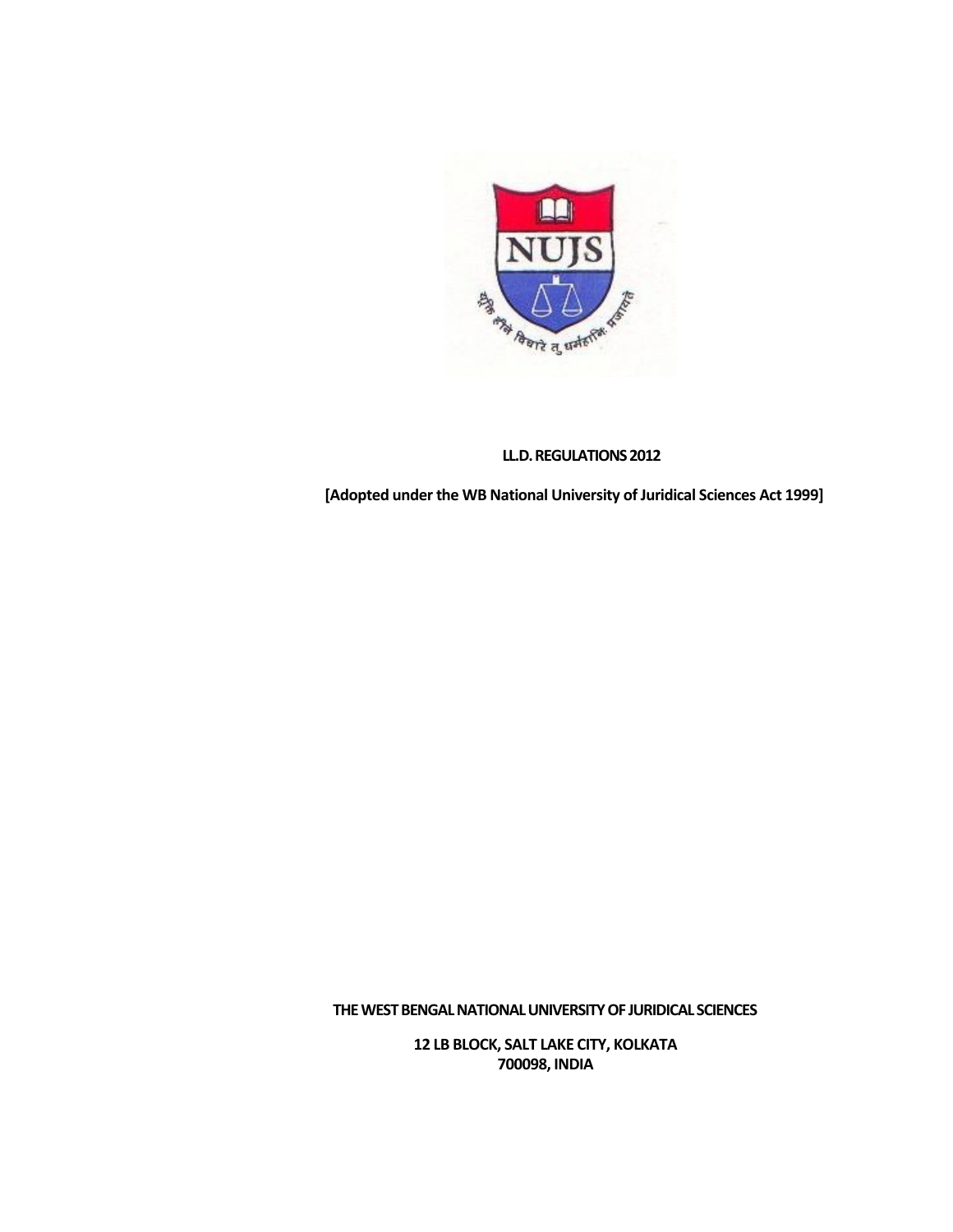# LL.D. REGULATIONS 2012

**[Adopted under the WB National University of Juridical Sciences Act 1999]**

**THE WEST BENGAL NATIONAL UNIVERSITY OF JURIDICAL SCIENCES**

**12 LB BLOCK, SALT LAKE CITY, KOLKATA 700098, INDIA**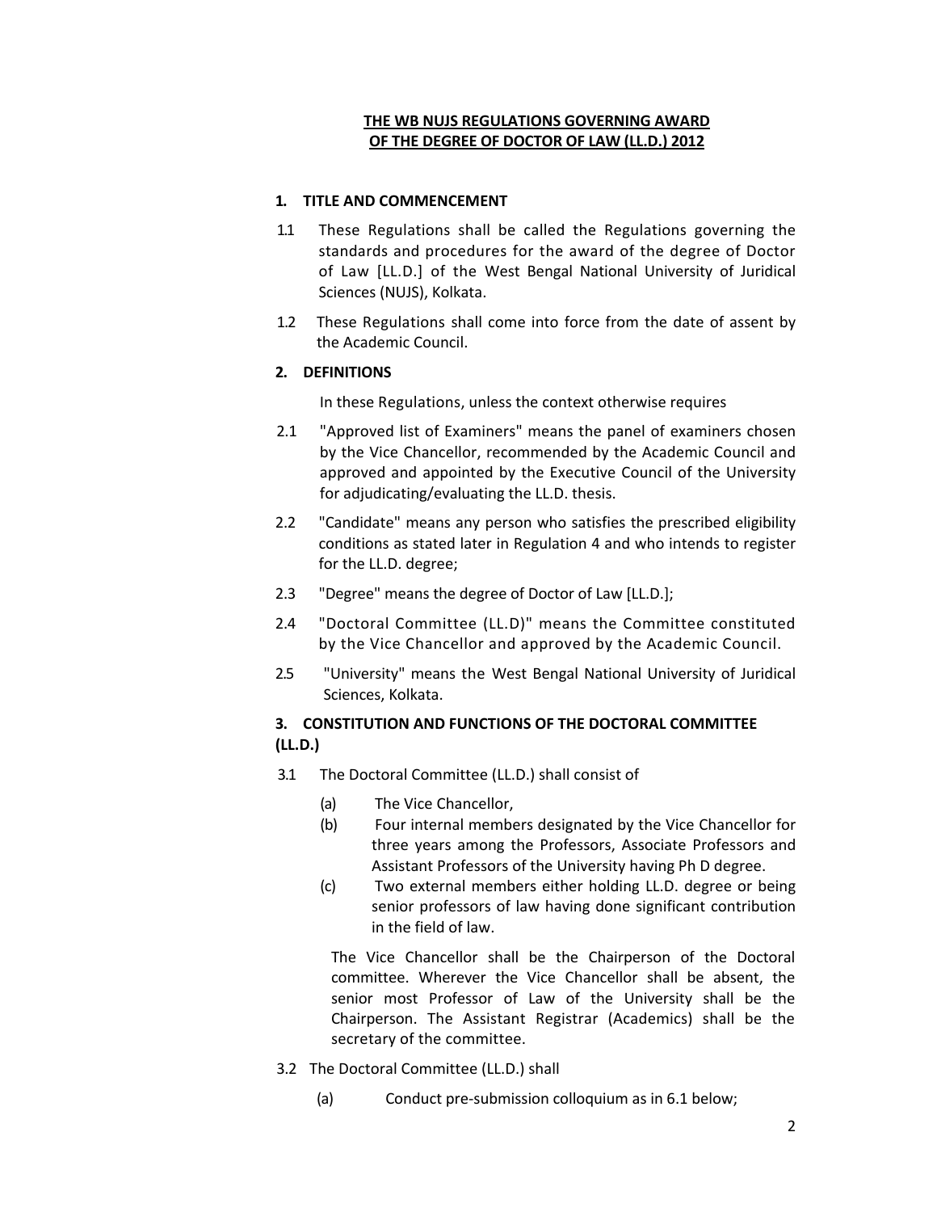**THE WB NUJS REGULATIONS GOVERNING AWARD OF THE DEGREE OF DOCTOR OF LAW (LL.D.) 2012**

## 1. TITLE AND COMMENCEMENT

1.1 These Regulations shall be called the Regulations governing the standards and procedures for the award of the degree of Doctor of Law [LL.D.] of the West Bengal National University of Juridical Sciences (NUJS), Kolkata.

1.2 These Regulations shall come into force from the date of assent by the Academic Council.

## 2. DEFINITIONS

In these Regulations, unless the context otherwise requires

2.1 "Approved list of Examiners" means the panel of examiners chosen by the Vice Chancellor, recommended by the Academic Council and approved and appointed by the Executive Council of the University for adjudicating/evaluating the LL.D. thesis.

2.2 "Candidate" means any person who satisfies the prescribed eligibility conditions as stated later in Regulation 4 and who intends to register for the LL.D. degree;

2.3 "Degree" means the degree of Doctor of Law [LL.D.];

2.4 "Doctoral Committee (LL.D)" means the Committee constituted by the Vice Chancellor and approved by the Academic Council.

2.5 "University" means the West Bengal National University of Juridical Sciences, Kolkata.

## 3. CONSTITUTION AND FUNCTIONS OF THE DOCTORAL COMMITTEE (LL.D.)

3.1 The Doctoral Committee (LL.D.) shall consist of

(a) The Vice Chancellor,

(b) Four internal members designated by the Vice Chancellor for three years among the Professors, Associate Professors and Assistant Professors of the University having Ph D degree.

(c) Two external members either holding LL.D. degree or being senior professors of law having done significant contribution in the field of law.

The Vice Chancellor shall be the Chairperson of the Doctoral committee. Wherever the Vice Chancellor shall be absent, the senior most Professor of Law of the University shall be the Chairperson. The Assistant Registrar (Academics) shall be the secretary of the committee.

3.2 The Doctoral Committee (LL.D.) shall

(a) Conduct pre-submission colloquium as in 6.1 below;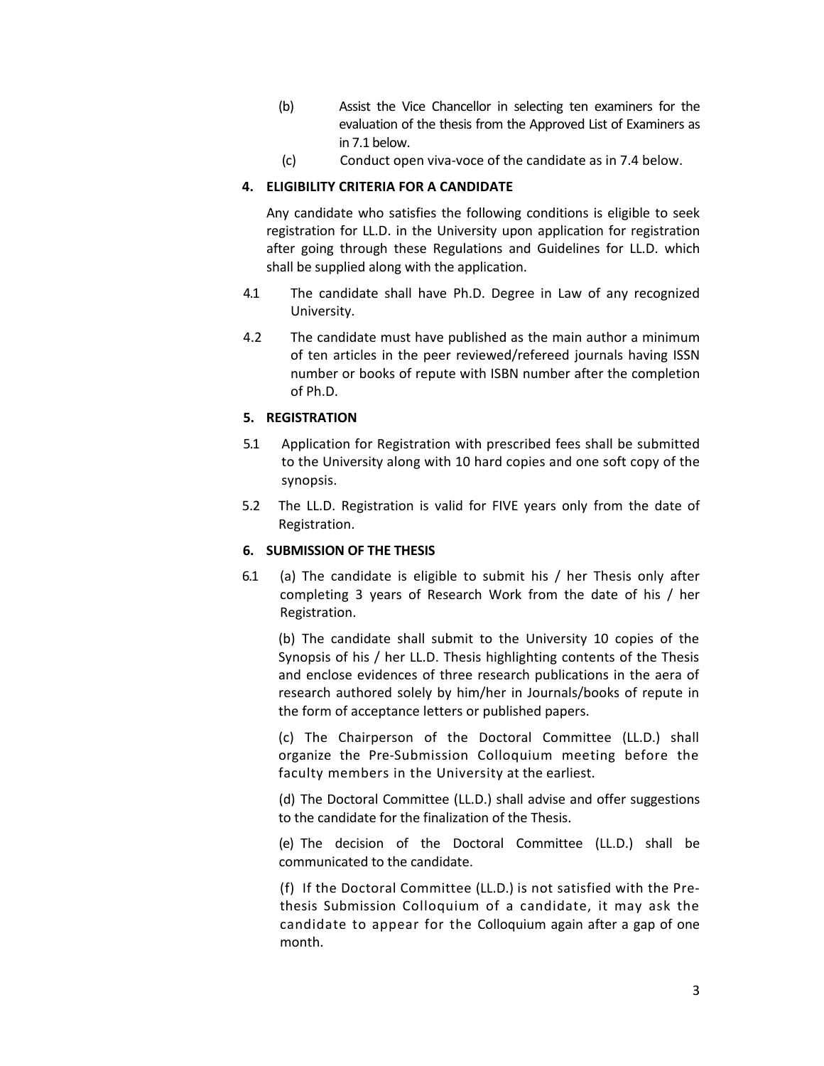(b) Assist the Vice Chancellor in selecting ten examiners for the evaluation of the thesis from the Approved List of Examiners as in 7.1 below.

(c) Conduct open viva-voce of the candidate as in 7.4 below.

## 4. ELIGIBILITY CRITERIA FOR A CANDIDATE

Any candidate who satisfies the following conditions is eligible to seek registration for LL.D. in the University upon application for registration after going through these Regulations and Guidelines for LL.D. which shall be supplied along with the application.

4.1 The candidate shall have Ph.D. Degree in Law of any recognized University.

4.2 The candidate must have published as the main author a minimum of ten articles in the peer reviewed/refereed journals having ISSN number or books of repute with ISBN number after the completion of Ph.D.

## 5. REGISTRATION

5.1 Application for Registration with prescribed fees shall be submitted to the University along with 10 hard copies and one soft copy of the synopsis.

5.2 The LL.D. Registration is valid for FIVE years only from the date of Registration.

## 6. SUBMISSION OF THE THESIS

6.1 (a) The candidate is eligible to submit his / her Thesis only after completing 3 years of Research Work from the date of his / her Registration.

(b) The candidate shall submit to the University 10 copies of the Synopsis of his / her LL.D. Thesis highlighting contents of the Thesis and enclose evidences of three research publications in the aera of research authored solely by him/her in Journals/books of repute in the form of acceptance letters or published papers.

(c) The Chairperson of the Doctoral Committee (LL.D.) shall organize the Pre-Submission Colloquium meeting before the faculty members in the University at the earliest.

(d) The Doctoral Committee (LL.D.) shall advise and offer suggestions to the candidate for the finalization of the Thesis.

(e) The decision of the Doctoral Committee (LL.D.) shall be communicated to the candidate.

(f) If the Doctoral Committee (LL.D.) is not satisfied with the Pre-thesis Submission Colloquium of a candidate, it may ask the candidate to appear for the Colloquium again after a gap of one month.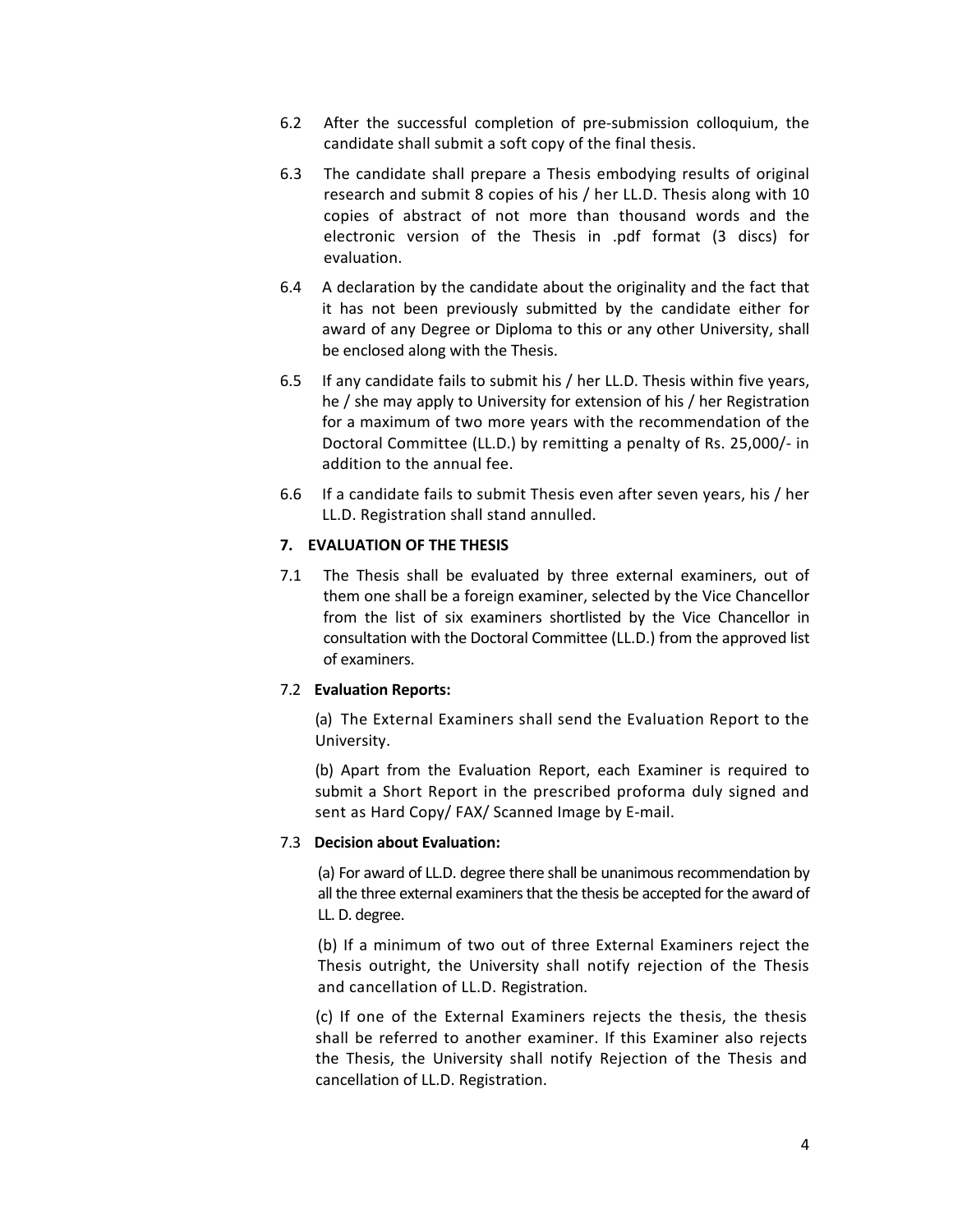6.2 After the successful completion of pre-submission colloquium, the candidate shall submit a soft copy of the final thesis.

6.3 The candidate shall prepare a Thesis embodying results of original research and submit 8 copies of his / her LL.D. Thesis along with 10 copies of abstract of not more than thousand words and the electronic version of the Thesis in .pdf format (3 discs) for evaluation.

6.4 A declaration by the candidate about the originality and the fact that it has not been previously submitted by the candidate either for award of any Degree or Diploma to this or any other University, shall be enclosed along with the Thesis.

6.5 If any candidate fails to submit his / her LL.D. Thesis within five years, he / she may apply to University for extension of his / her Registration for a maximum of two more years with the recommendation of the Doctoral Committee (LL.D.) by remitting a penalty of Rs. 25,000/- in addition to the annual fee.

6.6 If a candidate fails to submit Thesis even after seven years, his / her LL.D. Registration shall stand annulled.

## 7. EVALUATION OF THE THESIS

7.1 The Thesis shall be evaluated by three external examiners, out of them one shall be a foreign examiner, selected by the Vice Chancellor from the list of six examiners shortlisted by the Vice Chancellor in consultation with the Doctoral Committee (LL.D.) from the approved list of examiners.

7.2 **Evaluation Reports:**

(a) The External Examiners shall send the Evaluation Report to the University.

(b) Apart from the Evaluation Report, each Examiner is required to submit a Short Report in the prescribed proforma duly signed and sent as Hard Copy/ FAX/ Scanned Image by E-mail.

7.3 **Decision about Evaluation:**

(a) For award of LL.D. degree there shall be unanimous recommendation by all the three external examiners that the thesis be accepted for the award of LL. D. degree.

(b) If a minimum of two out of three External Examiners reject the Thesis outright, the University shall notify rejection of the Thesis and cancellation of LL.D. Registration.

(c) If one of the External Examiners rejects the thesis, the thesis shall be referred to another examiner. If this Examiner also rejects the Thesis, the University shall notify Rejection of the Thesis and cancellation of LL.D. Registration.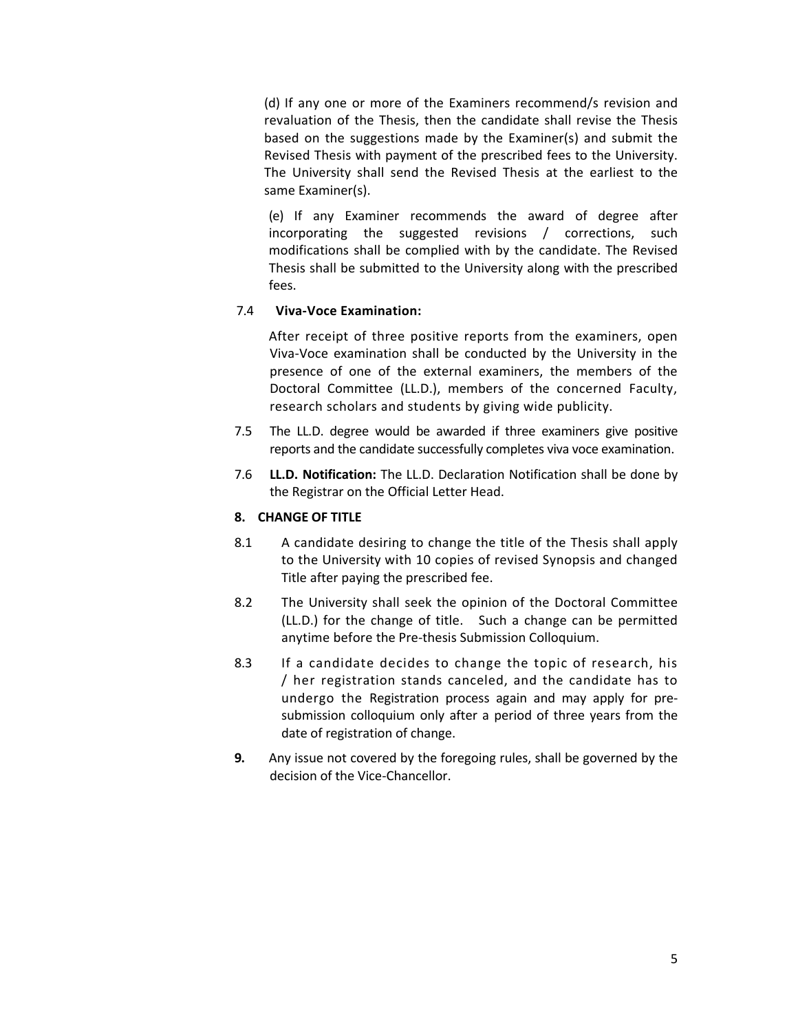(d) If any one or more of the Examiners recommend/s revision and revaluation of the Thesis, then the candidate shall revise the Thesis based on the suggestions made by the Examiner(s) and submit the Revised Thesis with payment of the prescribed fees to the University. The University shall send the Revised Thesis at the earliest to the same Examiner(s).

(e) If any Examiner recommends the award of degree after incorporating the suggested revisions / corrections, such modifications shall be complied with by the candidate. The Revised Thesis shall be submitted to the University along with the prescribed fees.

7.4 **Viva-Voce Examination:**

After receipt of three positive reports from the examiners, open Viva-Voce examination shall be conducted by the University in the presence of one of the external examiners, the members of the Doctoral Committee (LL.D.), members of the concerned Faculty, research scholars and students by giving wide publicity.

7.5 The LL.D. degree would be awarded if three examiners give positive reports and the candidate successfully completes viva voce examination.

7.6 **LL.D. Notification:** The LL.D. Declaration Notification shall be done by the Registrar on the Official Letter Head.

**8. CHANGE OF TITLE**

8.1 A candidate desiring to change the title of the Thesis shall apply to the University with 10 copies of revised Synopsis and changed Title after paying the prescribed fee.

8.2 The University shall seek the opinion of the Doctoral Committee (LL.D.) for the change of title. Such a change can be permitted anytime before the Pre-thesis Submission Colloquium.

8.3 If a candidate decides to change the topic of research, his / her registration stands canceled, and the candidate has to undergo the Registration process again and may apply for pre-submission colloquium only after a period of three years from the date of registration of change.

**9.** Any issue not covered by the foregoing rules, shall be governed by the decision of the Vice-Chancellor.